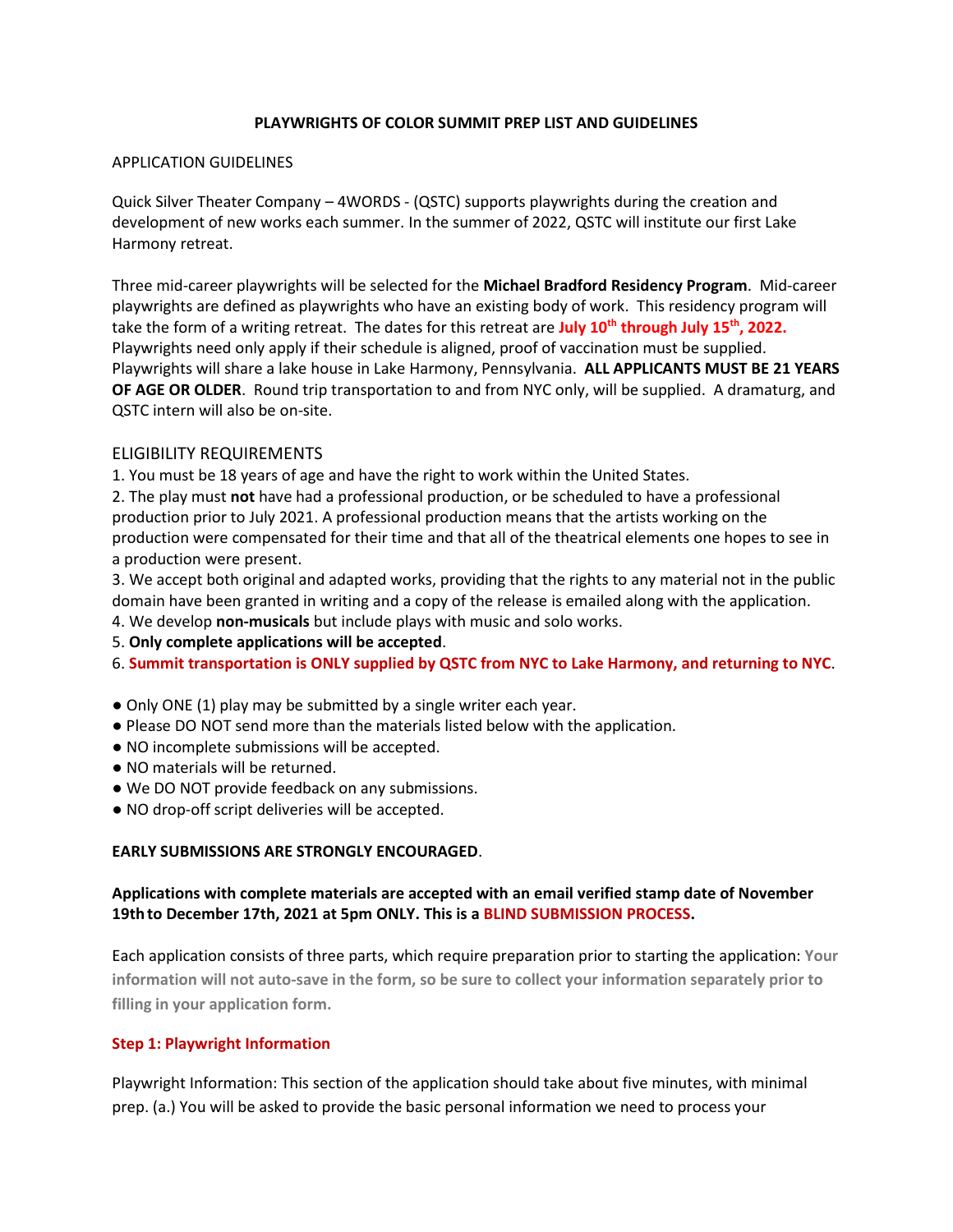# PLAYWRIGHTS OF COLOR SUMMIT PREP LIST AND GUIDELINES

## APPLICATION GUIDELINES

Quick Silver Theater Company – 4WORDS - (QSTC) supports playwrights during the creation and development of new works each summer. In the summer of 2022, QSTC will institute our first Lake Harmony retreat.

Three mid-career playwrights will be selected for the **Michael Bradford Residency Program**. Mid-career playwrights are defined as playwrights who have an existing body of work. This residency program will take the form of a writing retreat. The dates for this retreat are **July 10th through July 15th, 2022.** Playwrights need only apply if their schedule is aligned, proof of vaccination must be supplied. Playwrights will share a lake house in Lake Harmony, Pennsylvania. **ALL APPLICANTS MUST BE 21 YEARS OF AGE OR OLDER**. Round trip transportation to and from NYC only, will be supplied. A dramaturg, and QSTC intern will also be on-site.

## ELIGIBILITY REQUIREMENTS

1. You must be 18 years of age and have the right to work within the United States.
2. The play must **not** have had a professional production, or be scheduled to have a professional production prior to July 2021. A professional production means that the artists working on the production were compensated for their time and that all of the theatrical elements one hopes to see in a production were present.
3. We accept both original and adapted works, providing that the rights to any material not in the public domain have been granted in writing and a copy of the release is emailed along with the application.
4. We develop **non-musicals** but include plays with music and solo works.
5. **Only complete applications will be accepted**.
6. **Summit transportation is ONLY supplied by QSTC from NYC to Lake Harmony, and returning to NYC**.

- Only ONE (1) play may be submitted by a single writer each year.
- Please DO NOT send more than the materials listed below with the application.
- NO incomplete submissions will be accepted.
- NO materials will be returned.
- We DO NOT provide feedback on any submissions.
- NO drop-off script deliveries will be accepted.

**EARLY SUBMISSIONS ARE STRONGLY ENCOURAGED**.

**Applications with complete materials are accepted with an email verified stamp date of November 19th to December 17th, 2021 at 5pm ONLY. This is a BLIND SUBMISSION PROCESS.**

Each application consists of three parts, which require preparation prior to starting the application: **Your information will not auto-save in the form, so be sure to collect your information separately prior to filling in your application form.**

### Step 1: Playwright Information

Playwright Information: This section of the application should take about five minutes, with minimal prep. (a.) You will be asked to provide the basic personal information we need to process your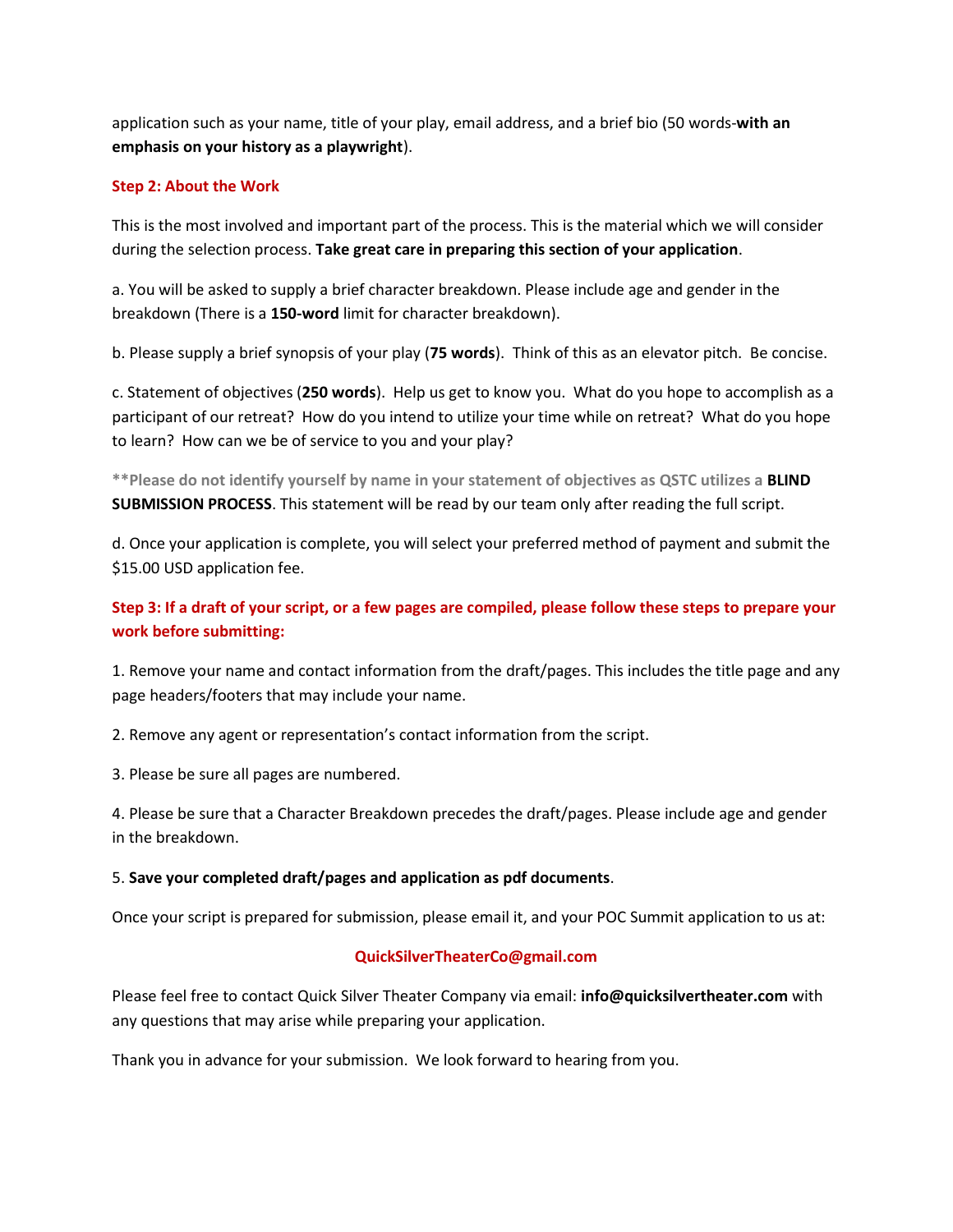application such as your name, title of your play, email address, and a brief bio (50 words-**with an emphasis on your history as a playwright**).

**Step 2: About the Work**

This is the most involved and important part of the process. This is the material which we will consider during the selection process. **Take great care in preparing this section of your application**.

a. You will be asked to supply a brief character breakdown. Please include age and gender in the breakdown (There is a **150-word** limit for character breakdown).

b. Please supply a brief synopsis of your play (**75 words**). Think of this as an elevator pitch. Be concise.

c. Statement of objectives (**250 words**). Help us get to know you. What do you hope to accomplish as a participant of our retreat? How do you intend to utilize your time while on retreat? What do you hope to learn? How can we be of service to you and your play?

****Please do not identify yourself by name in your statement of objectives as QSTC utilizes a BLIND SUBMISSION PROCESS**. This statement will be read by our team only after reading the full script.

d. Once your application is complete, you will select your preferred method of payment and submit the $15.00 USD application fee.

**Step 3: If a draft of your script, or a few pages are compiled, please follow these steps to prepare your work before submitting:**

1. Remove your name and contact information from the draft/pages. This includes the title page and any page headers/footers that may include your name.

2. Remove any agent or representation's contact information from the script.

3. Please be sure all pages are numbered.

4. Please be sure that a Character Breakdown precedes the draft/pages. Please include age and gender in the breakdown.

5. **Save your completed draft/pages and application as pdf documents**.

Once your script is prepared for submission, please email it, and your POC Summit application to us at:

**QuickSilverTheaterCo@gmail.com**

Please feel free to contact Quick Silver Theater Company via email: **info@quicksilvertheater.com** with any questions that may arise while preparing your application.

Thank you in advance for your submission. We look forward to hearing from you.